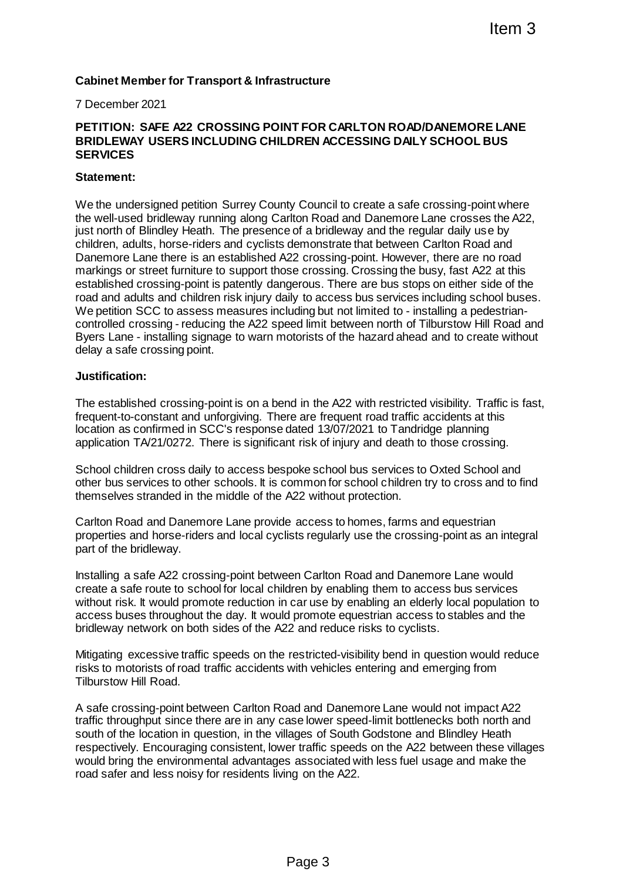**Cabinet Member for Transport & Infrastructure**

7 December 2021

**PETITION: SAFE A22 CROSSING POINT FOR CARLTON ROAD/DANEMORE LANE BRIDLEWAY USERS INCLUDING CHILDREN ACCESSING DAILY SCHOOL BUS SERVICES**

**Statement:**

We the undersigned petition Surrey County Council to create a safe crossing-point where the well-used bridleway running along Carlton Road and Danemore Lane crosses the A22, just north of Blindley Heath. The presence of a bridleway and the regular daily use by children, adults, horse-riders and cyclists demonstrate that between Carlton Road and Danemore Lane there is an established A22 crossing-point. However, there are no road markings or street furniture to support those crossing. Crossing the busy, fast A22 at this established crossing-point is patently dangerous. There are bus stops on either side of the road and adults and children risk injury daily to access bus services including school buses. We petition SCC to assess measures including but not limited to - installing a pedestrian-controlled crossing - reducing the A22 speed limit between north of Tilburstow Hill Road and Byers Lane - installing signage to warn motorists of the hazard ahead and to create without delay a safe crossing point.

**Justification:**

The established crossing-point is on a bend in the A22 with restricted visibility. Traffic is fast, frequent-to-constant and unforgiving. There are frequent road traffic accidents at this location as confirmed in SCC's response dated 13/07/2021 to Tandridge planning application TA/21/0272. There is significant risk of injury and death to those crossing.

School children cross daily to access bespoke school bus services to Oxted School and other bus services to other schools. It is common for school children try to cross and to find themselves stranded in the middle of the A22 without protection.

Carlton Road and Danemore Lane provide access to homes, farms and equestrian properties and horse-riders and local cyclists regularly use the crossing-point as an integral part of the bridleway.

Installing a safe A22 crossing-point between Carlton Road and Danemore Lane would create a safe route to school for local children by enabling them to access bus services without risk. It would promote reduction in car use by enabling an elderly local population to access buses throughout the day. It would promote equestrian access to stables and the bridleway network on both sides of the A22 and reduce risks to cyclists.

Mitigating excessive traffic speeds on the restricted-visibility bend in question would reduce risks to motorists of road traffic accidents with vehicles entering and emerging from Tilburstow Hill Road.

A safe crossing-point between Carlton Road and Danemore Lane would not impact A22 traffic throughput since there are in any case lower speed-limit bottlenecks both north and south of the location in question, in the villages of South Godstone and Blindley Heath respectively. Encouraging consistent, lower traffic speeds on the A22 between these villages would bring the environmental advantages associated with less fuel usage and make the road safer and less noisy for residents living on the A22.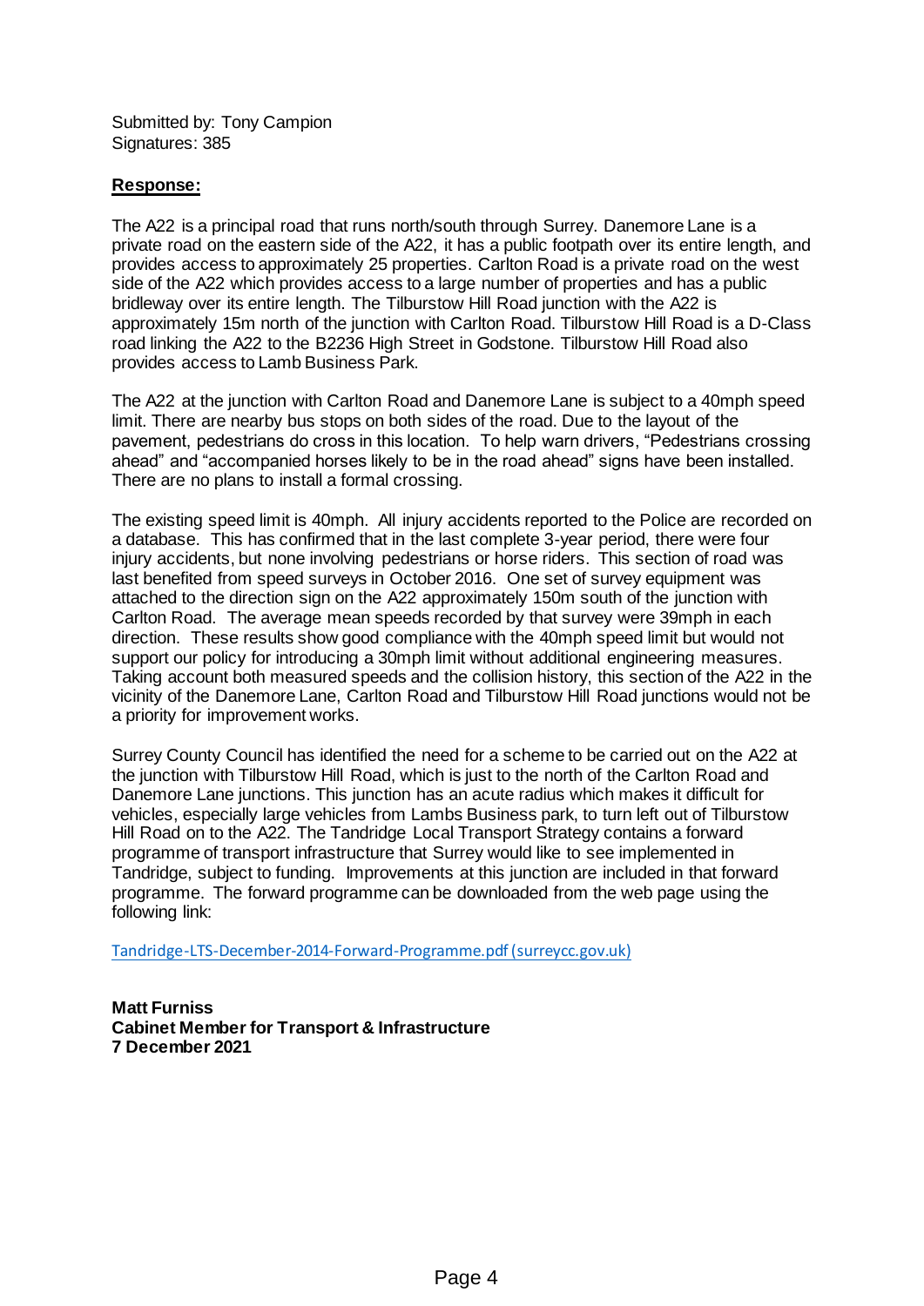Submitted by: Tony Campion
Signatures: 385

**Response:**

The A22 is a principal road that runs north/south through Surrey. Danemore Lane is a private road on the eastern side of the A22, it has a public footpath over its entire length, and provides access to approximately 25 properties. Carlton Road is a private road on the west side of the A22 which provides access to a large number of properties and has a public bridleway over its entire length. The Tilburstow Hill Road junction with the A22 is approximately 15m north of the junction with Carlton Road. Tilburstow Hill Road is a D-Class road linking the A22 to the B2236 High Street in Godstone. Tilburstow Hill Road also provides access to Lamb Business Park.

The A22 at the junction with Carlton Road and Danemore Lane is subject to a 40mph speed limit. There are nearby bus stops on both sides of the road. Due to the layout of the pavement, pedestrians do cross in this location. To help warn drivers, "Pedestrians crossing ahead" and "accompanied horses likely to be in the road ahead" signs have been installed. There are no plans to install a formal crossing.

The existing speed limit is 40mph. All injury accidents reported to the Police are recorded on a database. This has confirmed that in the last complete 3-year period, there were four injury accidents, but none involving pedestrians or horse riders. This section of road was last benefited from speed surveys in October 2016. One set of survey equipment was attached to the direction sign on the A22 approximately 150m south of the junction with Carlton Road. The average mean speeds recorded by that survey were 39mph in each direction. These results show good compliance with the 40mph speed limit but would not support our policy for introducing a 30mph limit without additional engineering measures. Taking account both measured speeds and the collision history, this section of the A22 in the vicinity of the Danemore Lane, Carlton Road and Tilburstow Hill Road junctions would not be a priority for improvement works.

Surrey County Council has identified the need for a scheme to be carried out on the A22 at the junction with Tilburstow Hill Road, which is just to the north of the Carlton Road and Danemore Lane junctions. This junction has an acute radius which makes it difficult for vehicles, especially large vehicles from Lambs Business park, to turn left out of Tilburstow Hill Road on to the A22. The Tandridge Local Transport Strategy contains a forward programme of transport infrastructure that Surrey would like to see implemented in Tandridge, subject to funding. Improvements at this junction are included in that forward programme. The forward programme can be downloaded from the web page using the following link:

Tandridge-LTS-December-2014-Forward-Programme.pdf (surreycc.gov.uk)

**Matt Furniss**
**Cabinet Member for Transport & Infrastructure**
**7 December 2021**